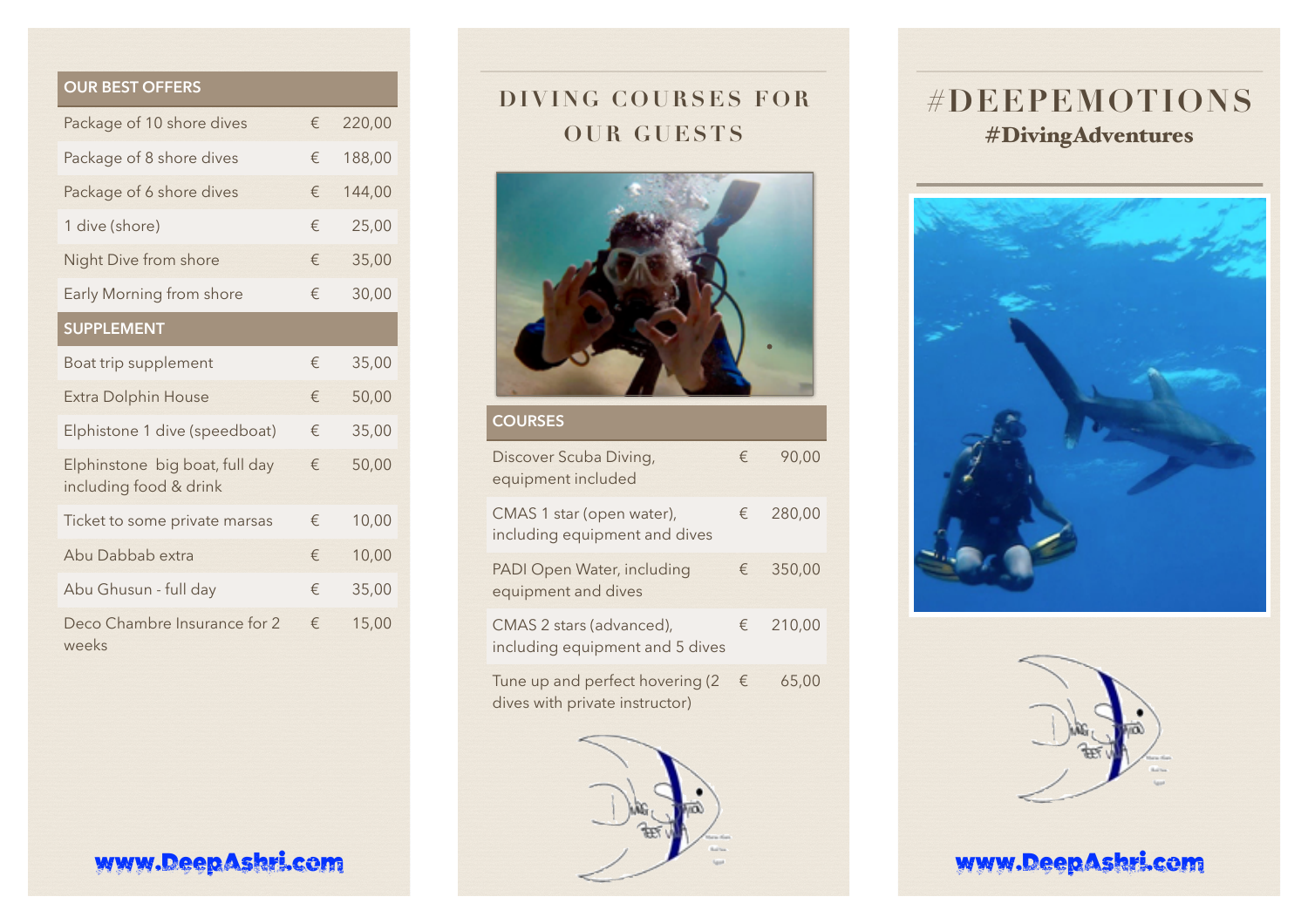| OUR BEST OFFERS | | |
|---|---|---|
| Package of 10 shore dives | € | 220,00 |
| Package of 8 shore dives | € | 188,00 |
| Package of 6 shore dives | € | 144,00 |
| 1 dive (shore) | € | 25,00 |
| Night Dive from shore | € | 35,00 |
| Early Morning from shore | € | 30,00 |
| **SUPPLEMENT** | | |
| Boat trip supplement | € | 35,00 |
| Extra Dolphin House | € | 50,00 |
| Elphistone 1 dive (speedboat) | € | 35,00 |
| Elphinstone big boat, full day including food & drink | € | 50,00 |
| Ticket to some private marsas | € | 10,00 |
| Abu Dabbab extra | € | 10,00 |
| Abu Ghusun - full day | € | 35,00 |
| Deco Chambre Insurance for 2 weeks | € | 15,00 |

**www.DeepAshri.com**

# DIVING COURSES FOR OUR GUESTS

| COURSES | | |
|---|---|---|
| Discover Scuba Diving, equipment included | € | 90,00 |
| CMAS 1 star (open water), including equipment and dives | € | 280,00 |
| PADI Open Water, including equipment and dives | € | 350,00 |
| CMAS 2 stars (advanced), including equipment and 5 dives | € | 210,00 |
| Tune up and perfect hovering (2 dives with private instructor) | € | 65,00 |

# #DEEPEMOTIONS

## #DivingAdventures

**www.DeepAshri.com**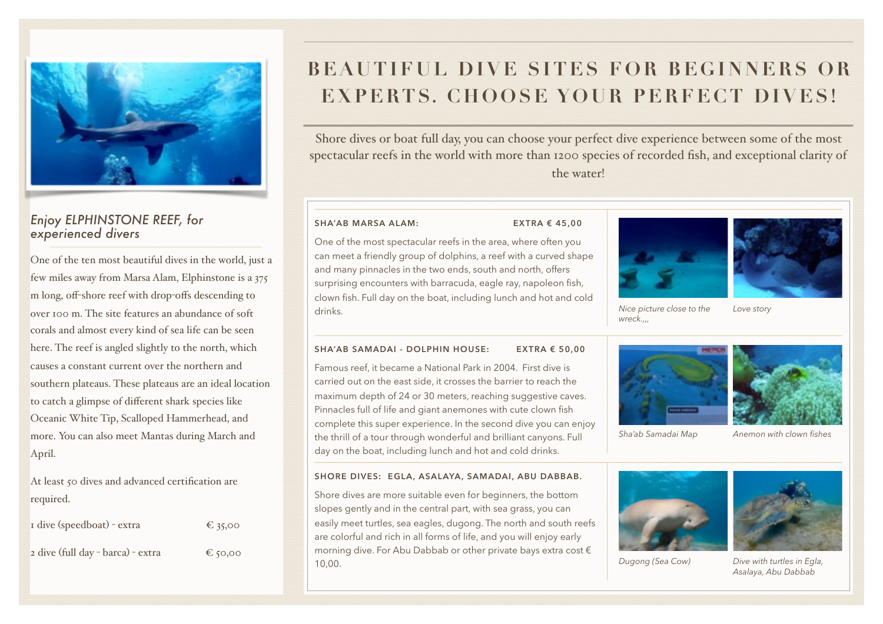*Enjoy ELPHINSTONE REEF, for experienced divers*

One of the ten most beautiful dives in the world, just a few miles away from Marsa Alam, Elphinstone is a 375 m long, off-shore reef with drop-offs descending to over 100 m. The site features an abundance of soft corals and almost every kind of sea life can be seen here. The reef is angled slightly to the north, which causes a constant current over the northern and southern plateaus. These plateaus are an ideal location to catch a glimpse of different shark species like Oceanic White Tip, Scalloped Hammerhead, and more. You can also meet Mantas during March and April.

At least 50 dives and advanced certification are required.

| | |
|---|---|
| 1 dive (speedboat) - extra | € 35,00 |
| 2 dive (full day - barca) - extra | € 50,00 |

# BEAUTIFUL DIVE SITES FOR BEGINNERS OR EXPERTS. CHOOSE YOUR PERFECT DIVES!

Shore dives or boat full day, you can choose your perfect dive experience between some of the most spectacular reefs in the world with more than 1200 species of recorded fish, and exceptional clarity of the water!

**SHA'AB MARSA ALAM: EXTRA € 45,00**

One of the most spectacular reefs in the area, where often you can meet a friendly group of dolphins, a reef with a curved shape and many pinnacles in the two ends, south and north, offers surprising encounters with barracuda, eagle ray, napoleon fish, clown fish. Full day on the boat, including lunch and hot and cold drinks.

*Nice picture close to the wreck.,,,*

*Love story*

**SHA'AB SAMADAI - DOLPHIN HOUSE: EXTRA € 50,00**

Famous reef, it became a National Park in 2004. First dive is carried out on the east side, it crosses the barrier to reach the maximum depth of 24 or 30 meters, reaching suggestive caves. Pinnacles full of life and giant anemones with cute clown fish complete this super experience. In the second dive you can enjoy the thrill of a tour through wonderful and brilliant canyons. Full day on the boat, including lunch and hot and cold drinks.

*Sha'ab Samadai Map*

*Anemon with clown fishes*

**SHORE DIVES: EGLA, ASALAYA, SAMADAI, ABU DABBAB.**

Shore dives are more suitable even for beginners, the bottom slopes gently and in the central part, with sea grass, you can easily meet turtles, sea eagles, dugong. The north and south reefs are colorful and rich in all forms of life, and you will enjoy early morning dive. For Abu Dabbab or other private bays extra cost € 10,00.

*Dugong (Sea Cow)*

*Dive with turtles in Egla, Asalaya, Abu Dabbab*